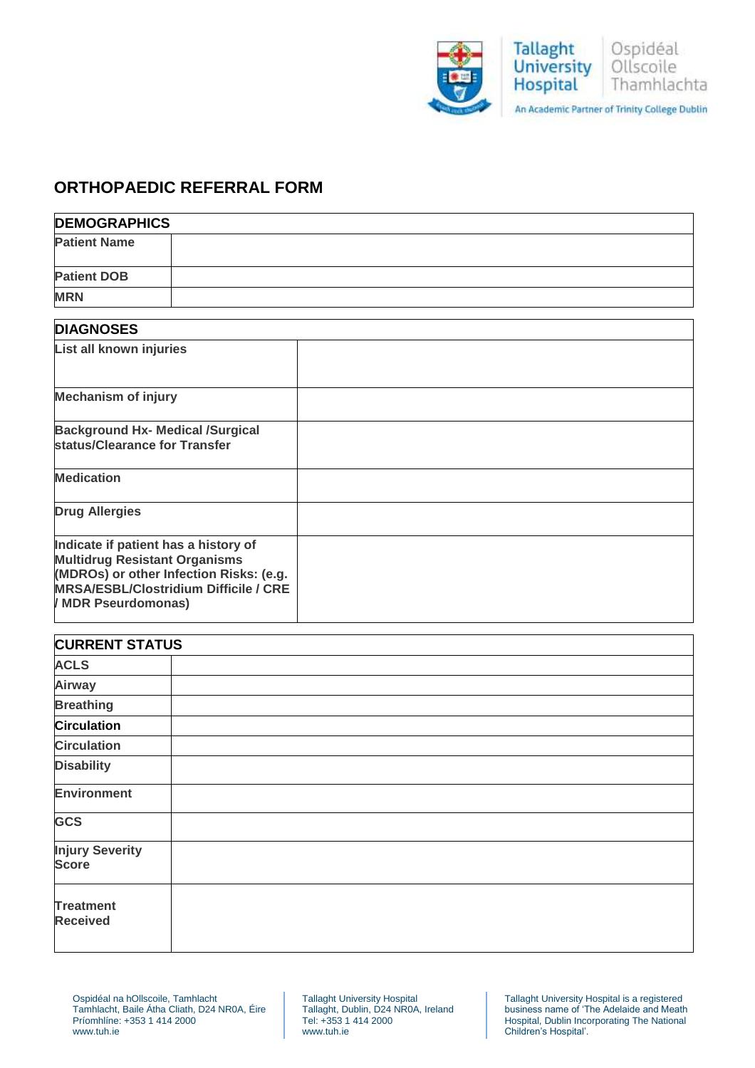Tallaght University Hospital
Ospidéal Ollscoile Thamhlachta
An Academic Partner of Trinity College Dublin

## ORTHOPAEDIC REFERRAL FORM

| DEMOGRAPHICS | |
|---|---|
| **Patient Name** | |
| **Patient DOB** | |
| **MRN** | |

| DIAGNOSES | |
|---|---|
| **List all known injuries** | |
| **Mechanism of injury** | |
| **Background Hx- Medical /Surgical status/Clearance for Transfer** | |
| **Medication** | |
| **Drug Allergies** | |
| **Indicate if patient has a history of Multidrug Resistant Organisms (MDROs) or other Infection Risks: (e.g. MRSA/ESBL/Clostridium Difficile / CRE / MDR Pseurdomonas)** | |

| CURRENT STATUS | |
|---|---|
| **ACLS** | |
| **Airway** | |
| **Breathing** | |
| **Circulation** | |
| **Circulation** | |
| **Disability** | |
| **Environment** | |
| **GCS** | |
| **Injury Severity Score** | |
| **Treatment Received** | |

Ospidéal na hOllscoile, Tamhlacht
Tamhlacht, Baile Átha Cliath, D24 NR0A, Éire
Príomhlíne: +353 1 414 2000
www.tuh.ie

Tallaght University Hospital
Tallaght, Dublin, D24 NR0A, Ireland
Tel: +353 1 414 2000
www.tuh.ie

Tallaght University Hospital is a registered business name of 'The Adelaide and Meath Hospital, Dublin Incorporating The National Children's Hospital'.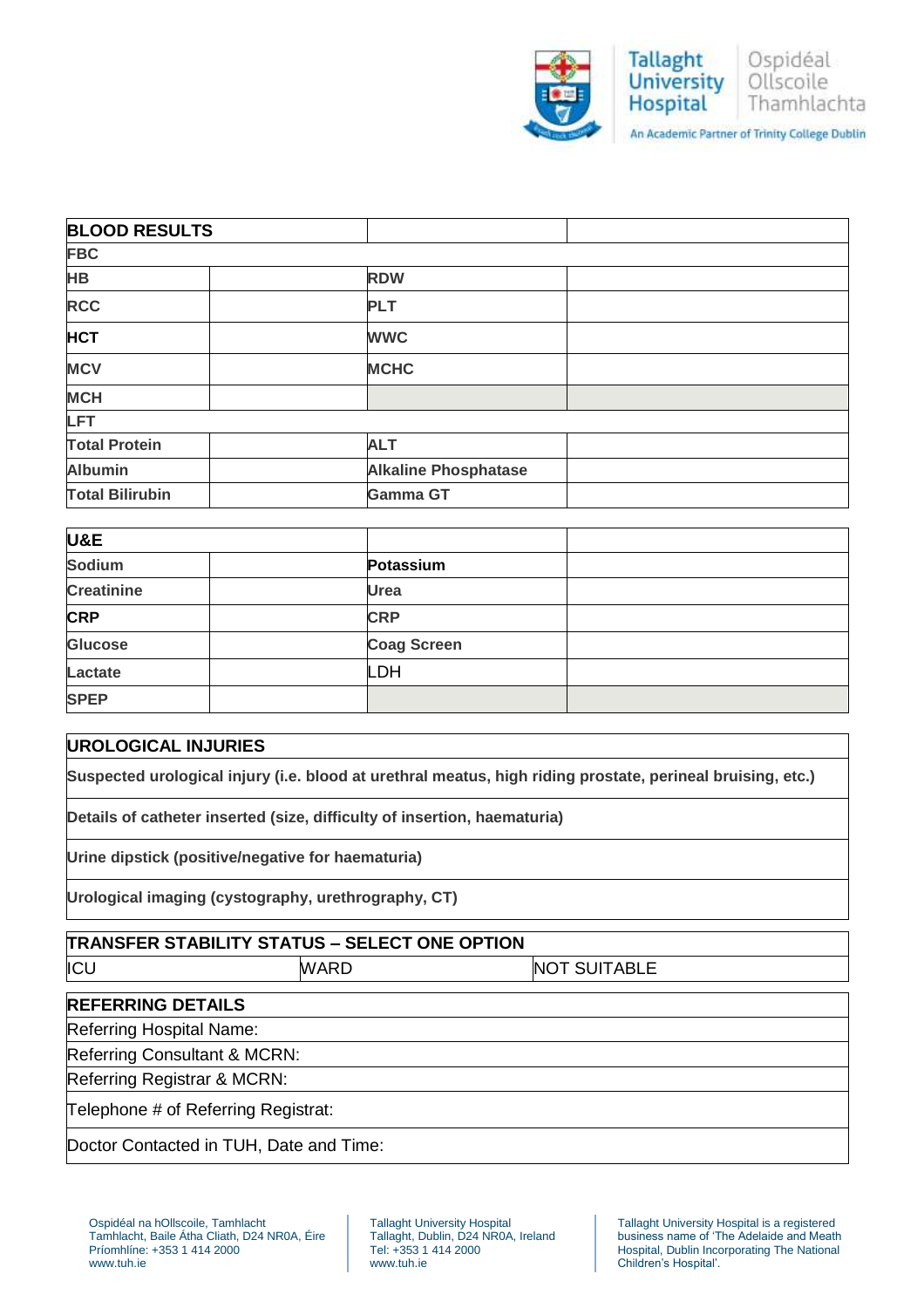| BLOOD RESULTS | | | |
|---|---|---|---|
| **FBC** | | | |
| **HB** | | **RDW** | |
| **RCC** | | **PLT** | |
| **HCT** | | **WWC** | |
| **MCV** | | **MCHC** | |
| **MCH** | | | |
| **LFT** | | | |
| **Total Protein** | | **ALT** | |
| **Albumin** | | **Alkaline Phosphatase** | |
| **Total Bilirubin** | | **Gamma GT** | |

| U&E | | | |
|---|---|---|---|
| **Sodium** | | **Potassium** | |
| **Creatinine** | | **Urea** | |
| **CRP** | | **CRP** | |
| **Glucose** | | **Coag Screen** | |
| **Lactate** | | LDH | |
| **SPEP** | | | |

| UROLOGICAL INJURIES |
|---|
| **Suspected urological injury (i.e. blood at urethral meatus, high riding prostate, perineal bruising, etc.)** |
| **Details of catheter inserted (size, difficulty of insertion, haematuria)** |
| **Urine dipstick (positive/negative for haematuria)** |
| **Urological imaging (cystography, urethrography, CT)** |

| TRANSFER STABILITY STATUS – SELECT ONE OPTION | | |
|---|---|---|
| ICU | WARD | NOT SUITABLE |

| REFERRING DETAILS |
|---|
| Referring Hospital Name: |
| Referring Consultant & MCRN: |
| Referring Registrar & MCRN: |
| Telephone # of Referring Registrat: |
| Doctor Contacted in TUH, Date and Time: |